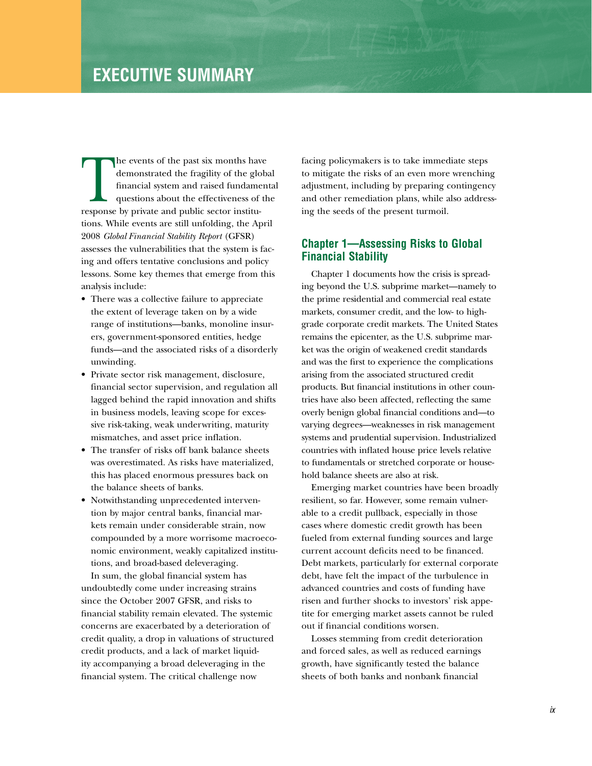# EXECUTIVE SUMMARY

The events of the past six months have demonstrated the fragility of the global financial system and raised fundamental questions about the effectiveness of the response by private and public sector institutions. While events are still unfolding, the April 2008 *Global Financial Stability Report* (GFSR) assesses the vulnerabilities that the system is facing and offers tentative conclusions and policy lessons. Some key themes that emerge from this analysis include:

- There was a collective failure to appreciate the extent of leverage taken on by a wide range of institutions—banks, monoline insurers, government-sponsored entities, hedge funds—and the associated risks of a disorderly unwinding.
- Private sector risk management, disclosure, financial sector supervision, and regulation all lagged behind the rapid innovation and shifts in business models, leaving scope for excessive risk-taking, weak underwriting, maturity mismatches, and asset price inflation.
- The transfer of risks off bank balance sheets was overestimated. As risks have materialized, this has placed enormous pressures back on the balance sheets of banks.
- Notwithstanding unprecedented intervention by major central banks, financial markets remain under considerable strain, now compounded by a more worrisome macroeconomic environment, weakly capitalized institutions, and broad-based deleveraging.

In sum, the global financial system has undoubtedly come under increasing strains since the October 2007 GFSR, and risks to financial stability remain elevated. The systemic concerns are exacerbated by a deterioration of credit quality, a drop in valuations of structured credit products, and a lack of market liquidity accompanying a broad deleveraging in the financial system. The critical challenge now facing policymakers is to take immediate steps to mitigate the risks of an even more wrenching adjustment, including by preparing contingency and other remediation plans, while also addressing the seeds of the present turmoil.

## Chapter 1—Assessing Risks to Global Financial Stability

Chapter 1 documents how the crisis is spreading beyond the U.S. subprime market—namely to the prime residential and commercial real estate markets, consumer credit, and the low- to high-grade corporate credit markets. The United States remains the epicenter, as the U.S. subprime market was the origin of weakened credit standards and was the first to experience the complications arising from the associated structured credit products. But financial institutions in other countries have also been affected, reflecting the same overly benign global financial conditions and—to varying degrees—weaknesses in risk management systems and prudential supervision. Industrialized countries with inflated house price levels relative to fundamentals or stretched corporate or household balance sheets are also at risk.

Emerging market countries have been broadly resilient, so far. However, some remain vulnerable to a credit pullback, especially in those cases where domestic credit growth has been fueled from external funding sources and large current account deficits need to be financed. Debt markets, particularly for external corporate debt, have felt the impact of the turbulence in advanced countries and costs of funding have risen and further shocks to investors' risk appetite for emerging market assets cannot be ruled out if financial conditions worsen.

Losses stemming from credit deterioration and forced sales, as well as reduced earnings growth, have significantly tested the balance sheets of both banks and nonbank financial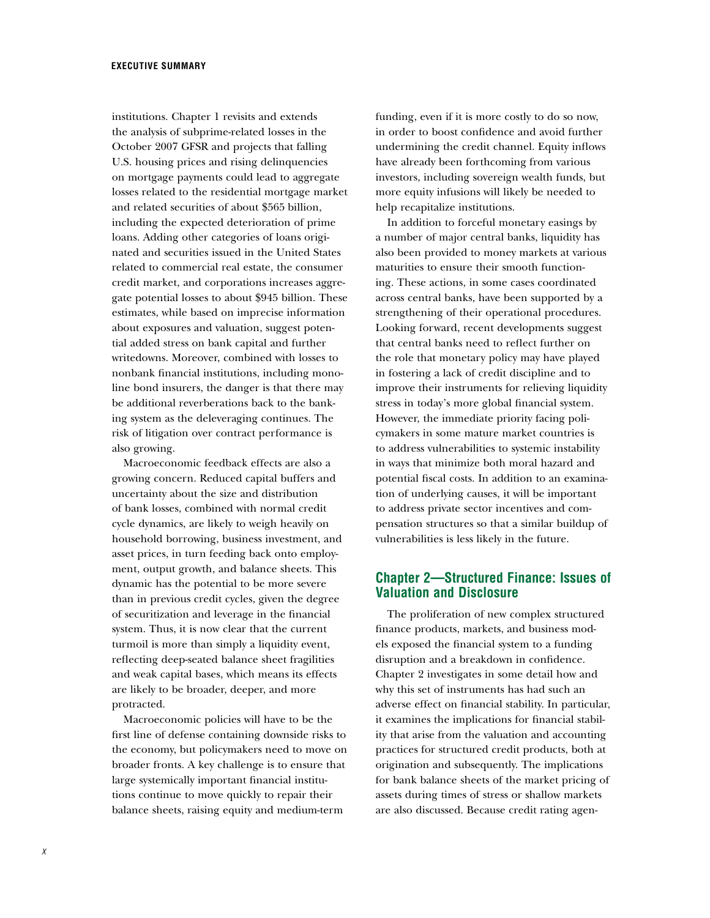institutions. Chapter 1 revisits and extends the analysis of subprime-related losses in the October 2007 GFSR and projects that falling U.S. housing prices and rising delinquencies on mortgage payments could lead to aggregate losses related to the residential mortgage market and related securities of about $565 billion, including the expected deterioration of prime loans. Adding other categories of loans originated and securities issued in the United States related to commercial real estate, the consumer credit market, and corporations increases aggregate potential losses to about $945 billion. These estimates, while based on imprecise information about exposures and valuation, suggest potential added stress on bank capital and further writedowns. Moreover, combined with losses to nonbank financial institutions, including monoline bond insurers, the danger is that there may be additional reverberations back to the banking system as the deleveraging continues. The risk of litigation over contract performance is also growing.

Macroeconomic feedback effects are also a growing concern. Reduced capital buffers and uncertainty about the size and distribution of bank losses, combined with normal credit cycle dynamics, are likely to weigh heavily on household borrowing, business investment, and asset prices, in turn feeding back onto employment, output growth, and balance sheets. This dynamic has the potential to be more severe than in previous credit cycles, given the degree of securitization and leverage in the financial system. Thus, it is now clear that the current turmoil is more than simply a liquidity event, reflecting deep-seated balance sheet fragilities and weak capital bases, which means its effects are likely to be broader, deeper, and more protracted.

Macroeconomic policies will have to be the first line of defense containing downside risks to the economy, but policymakers need to move on broader fronts. A key challenge is to ensure that large systemically important financial institutions continue to move quickly to repair their balance sheets, raising equity and medium-term funding, even if it is more costly to do so now, in order to boost confidence and avoid further undermining the credit channel. Equity inflows have already been forthcoming from various investors, including sovereign wealth funds, but more equity infusions will likely be needed to help recapitalize institutions.

In addition to forceful monetary easings by a number of major central banks, liquidity has also been provided to money markets at various maturities to ensure their smooth functioning. These actions, in some cases coordinated across central banks, have been supported by a strengthening of their operational procedures. Looking forward, recent developments suggest that central banks need to reflect further on the role that monetary policy may have played in fostering a lack of credit discipline and to improve their instruments for relieving liquidity stress in today's more global financial system. However, the immediate priority facing policymakers in some mature market countries is to address vulnerabilities to systemic instability in ways that minimize both moral hazard and potential fiscal costs. In addition to an examination of underlying causes, it will be important to address private sector incentives and compensation structures so that a similar buildup of vulnerabilities is less likely in the future.

## Chapter 2—Structured Finance: Issues of Valuation and Disclosure

The proliferation of new complex structured finance products, markets, and business models exposed the financial system to a funding disruption and a breakdown in confidence. Chapter 2 investigates in some detail how and why this set of instruments has had such an adverse effect on financial stability. In particular, it examines the implications for financial stability that arise from the valuation and accounting practices for structured credit products, both at origination and subsequently. The implications for bank balance sheets of the market pricing of assets during times of stress or shallow markets are also discussed. Because credit rating agen-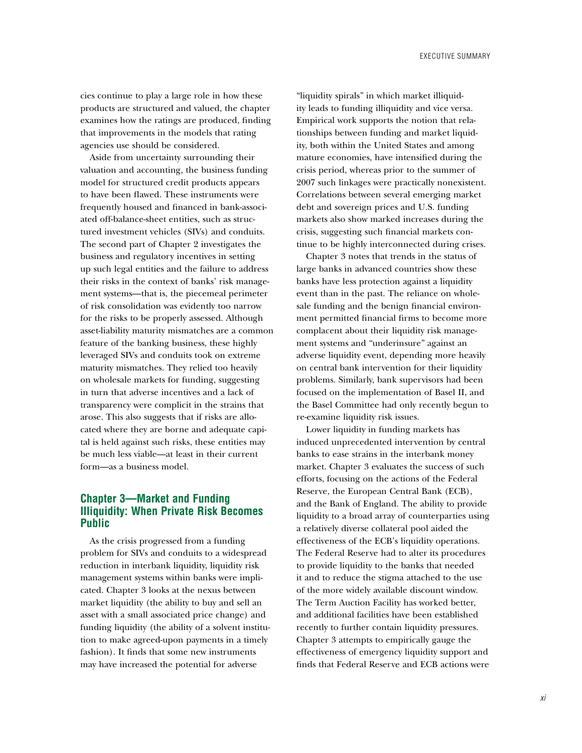cies continue to play a large role in how these products are structured and valued, the chapter examines how the ratings are produced, finding that improvements in the models that rating agencies use should be considered.

Aside from uncertainty surrounding their valuation and accounting, the business funding model for structured credit products appears to have been flawed. These instruments were frequently housed and financed in bank-associated off-balance-sheet entities, such as structured investment vehicles (SIVs) and conduits. The second part of Chapter 2 investigates the business and regulatory incentives in setting up such legal entities and the failure to address their risks in the context of banks' risk management systems—that is, the piecemeal perimeter of risk consolidation was evidently too narrow for the risks to be properly assessed. Although asset-liability maturity mismatches are a common feature of the banking business, these highly leveraged SIVs and conduits took on extreme maturity mismatches. They relied too heavily on wholesale markets for funding, suggesting in turn that adverse incentives and a lack of transparency were complicit in the strains that arose. This also suggests that if risks are allocated where they are borne and adequate capital is held against such risks, these entities may be much less viable—at least in their current form—as a business model.

## Chapter 3—Market and Funding Illiquidity: When Private Risk Becomes Public

As the crisis progressed from a funding problem for SIVs and conduits to a widespread reduction in interbank liquidity, liquidity risk management systems within banks were implicated. Chapter 3 looks at the nexus between market liquidity (the ability to buy and sell an asset with a small associated price change) and funding liquidity (the ability of a solvent institution to make agreed-upon payments in a timely fashion). It finds that some new instruments may have increased the potential for adverse "liquidity spirals" in which market illiquidity leads to funding illiquidity and vice versa. Empirical work supports the notion that relationships between funding and market liquidity, both within the United States and among mature economies, have intensified during the crisis period, whereas prior to the summer of 2007 such linkages were practically nonexistent. Correlations between several emerging market debt and sovereign prices and U.S. funding markets also show marked increases during the crisis, suggesting such financial markets continue to be highly interconnected during crises.

Chapter 3 notes that trends in the status of large banks in advanced countries show these banks have less protection against a liquidity event than in the past. The reliance on wholesale funding and the benign financial environment permitted financial firms to become more complacent about their liquidity risk management systems and "underinsure" against an adverse liquidity event, depending more heavily on central bank intervention for their liquidity problems. Similarly, bank supervisors had been focused on the implementation of Basel II, and the Basel Committee had only recently begun to re-examine liquidity risk issues.

Lower liquidity in funding markets has induced unprecedented intervention by central banks to ease strains in the interbank money market. Chapter 3 evaluates the success of such efforts, focusing on the actions of the Federal Reserve, the European Central Bank (ECB), and the Bank of England. The ability to provide liquidity to a broad array of counterparties using a relatively diverse collateral pool aided the effectiveness of the ECB's liquidity operations. The Federal Reserve had to alter its procedures to provide liquidity to the banks that needed it and to reduce the stigma attached to the use of the more widely available discount window. The Term Auction Facility has worked better, and additional facilities have been established recently to further contain liquidity pressures. Chapter 3 attempts to empirically gauge the effectiveness of emergency liquidity support and finds that Federal Reserve and ECB actions were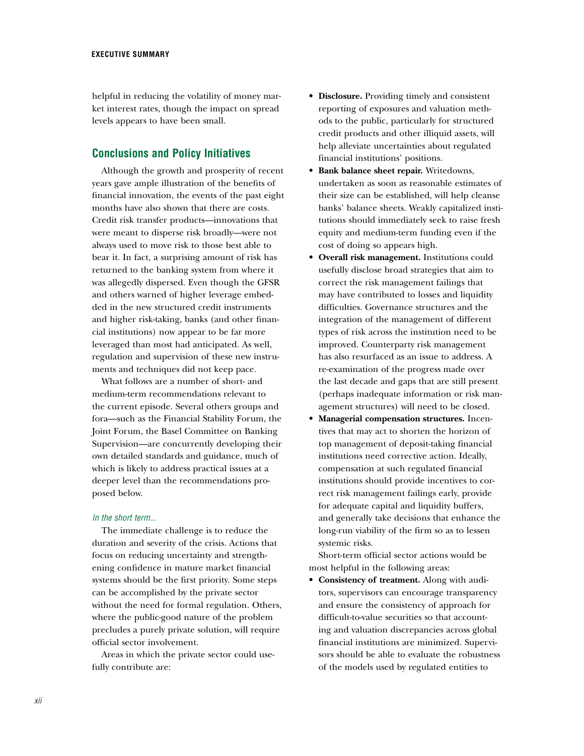helpful in reducing the volatility of money market interest rates, though the impact on spread levels appears to have been small.

## Conclusions and Policy Initiatives

Although the growth and prosperity of recent years gave ample illustration of the benefits of financial innovation, the events of the past eight months have also shown that there are costs. Credit risk transfer products—innovations that were meant to disperse risk broadly—were not always used to move risk to those best able to bear it. In fact, a surprising amount of risk has returned to the banking system from where it was allegedly dispersed. Even though the GFSR and others warned of higher leverage embedded in the new structured credit instruments and higher risk-taking, banks (and other financial institutions) now appear to be far more leveraged than most had anticipated. As well, regulation and supervision of these new instruments and techniques did not keep pace.

What follows are a number of short- and medium-term recommendations relevant to the current episode. Several others groups and fora—such as the Financial Stability Forum, the Joint Forum, the Basel Committee on Banking Supervision—are concurrently developing their own detailed standards and guidance, much of which is likely to address practical issues at a deeper level than the recommendations proposed below.

*In the short term...*

The immediate challenge is to reduce the duration and severity of the crisis. Actions that focus on reducing uncertainty and strengthening confidence in mature market financial systems should be the first priority. Some steps can be accomplished by the private sector without the need for formal regulation. Others, where the public-good nature of the problem precludes a purely private solution, will require official sector involvement.

Areas in which the private sector could usefully contribute are:

- **Disclosure.** Providing timely and consistent reporting of exposures and valuation methods to the public, particularly for structured credit products and other illiquid assets, will help alleviate uncertainties about regulated financial institutions' positions.
- **Bank balance sheet repair.** Writedowns, undertaken as soon as reasonable estimates of their size can be established, will help cleanse banks' balance sheets. Weakly capitalized institutions should immediately seek to raise fresh equity and medium-term funding even if the cost of doing so appears high.
- **Overall risk management.** Institutions could usefully disclose broad strategies that aim to correct the risk management failings that may have contributed to losses and liquidity difficulties. Governance structures and the integration of the management of different types of risk across the institution need to be improved. Counterparty risk management has also resurfaced as an issue to address. A re-examination of the progress made over the last decade and gaps that are still present (perhaps inadequate information or risk management structures) will need to be closed.
- **Managerial compensation structures.** Incentives that may act to shorten the horizon of top management of deposit-taking financial institutions need corrective action. Ideally, compensation at such regulated financial institutions should provide incentives to correct risk management failings early, provide for adequate capital and liquidity buffers, and generally take decisions that enhance the long-run viability of the firm so as to lessen systemic risks.

Short-term official sector actions would be most helpful in the following areas:

- **Consistency of treatment.** Along with auditors, supervisors can encourage transparency and ensure the consistency of approach for difficult-to-value securities so that accounting and valuation discrepancies across global financial institutions are minimized. Supervisors should be able to evaluate the robustness of the models used by regulated entities to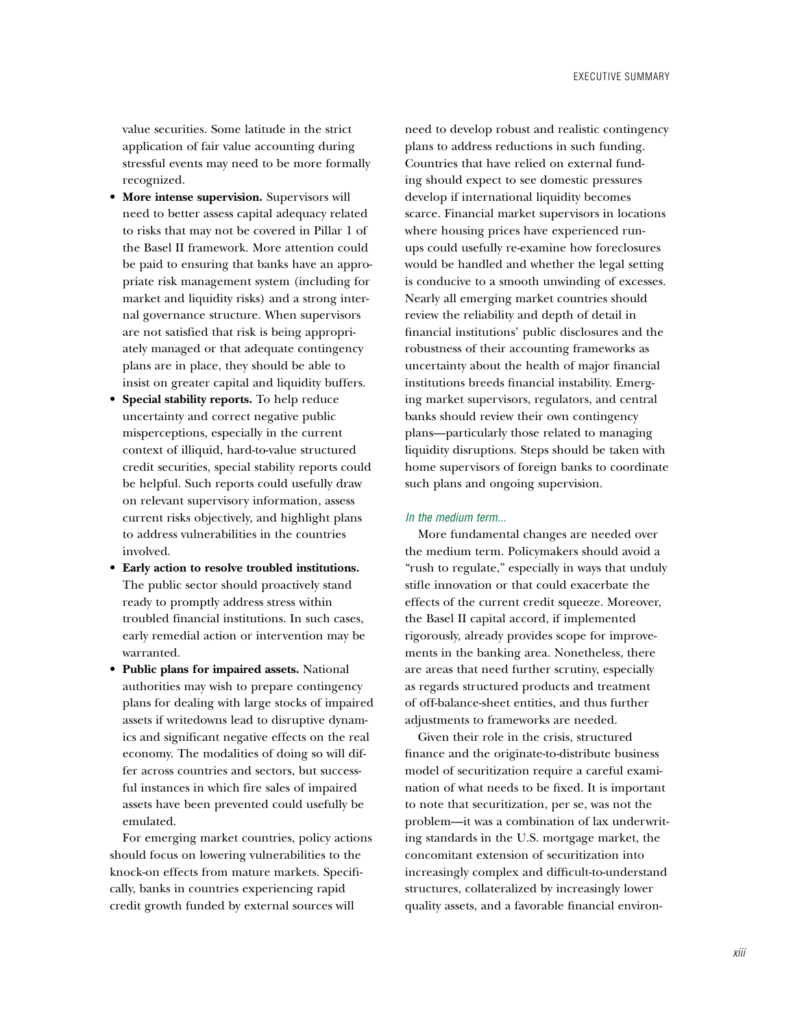value securities. Some latitude in the strict application of fair value accounting during stressful events may need to be more formally recognized.

- **More intense supervision.** Supervisors will need to better assess capital adequacy related to risks that may not be covered in Pillar 1 of the Basel II framework. More attention could be paid to ensuring that banks have an appropriate risk management system (including for market and liquidity risks) and a strong internal governance structure. When supervisors are not satisfied that risk is being appropriately managed or that adequate contingency plans are in place, they should be able to insist on greater capital and liquidity buffers.
- **Special stability reports.** To help reduce uncertainty and correct negative public misperceptions, especially in the current context of illiquid, hard-to-value structured credit securities, special stability reports could be helpful. Such reports could usefully draw on relevant supervisory information, assess current risks objectively, and highlight plans to address vulnerabilities in the countries involved.
- **Early action to resolve troubled institutions.** The public sector should proactively stand ready to promptly address stress within troubled financial institutions. In such cases, early remedial action or intervention may be warranted.
- **Public plans for impaired assets.** National authorities may wish to prepare contingency plans for dealing with large stocks of impaired assets if writedowns lead to disruptive dynamics and significant negative effects on the real economy. The modalities of doing so will differ across countries and sectors, but successful instances in which fire sales of impaired assets have been prevented could usefully be emulated.

For emerging market countries, policy actions should focus on lowering vulnerabilities to the knock-on effects from mature markets. Specifically, banks in countries experiencing rapid credit growth funded by external sources will need to develop robust and realistic contingency plans to address reductions in such funding. Countries that have relied on external funding should expect to see domestic pressures develop if international liquidity becomes scarce. Financial market supervisors in locations where housing prices have experienced run-ups could usefully re-examine how foreclosures would be handled and whether the legal setting is conducive to a smooth unwinding of excesses. Nearly all emerging market countries should review the reliability and depth of detail in financial institutions' public disclosures and the robustness of their accounting frameworks as uncertainty about the health of major financial institutions breeds financial instability. Emerging market supervisors, regulators, and central banks should review their own contingency plans—particularly those related to managing liquidity disruptions. Steps should be taken with home supervisors of foreign banks to coordinate such plans and ongoing supervision.

*In the medium term...*

More fundamental changes are needed over the medium term. Policymakers should avoid a "rush to regulate," especially in ways that unduly stifle innovation or that could exacerbate the effects of the current credit squeeze. Moreover, the Basel II capital accord, if implemented rigorously, already provides scope for improvements in the banking area. Nonetheless, there are areas that need further scrutiny, especially as regards structured products and treatment of off-balance-sheet entities, and thus further adjustments to frameworks are needed.

Given their role in the crisis, structured finance and the originate-to-distribute business model of securitization require a careful examination of what needs to be fixed. It is important to note that securitization, per se, was not the problem—it was a combination of lax underwriting standards in the U.S. mortgage market, the concomitant extension of securitization into increasingly complex and difficult-to-understand structures, collateralized by increasingly lower quality assets, and a favorable financial environ-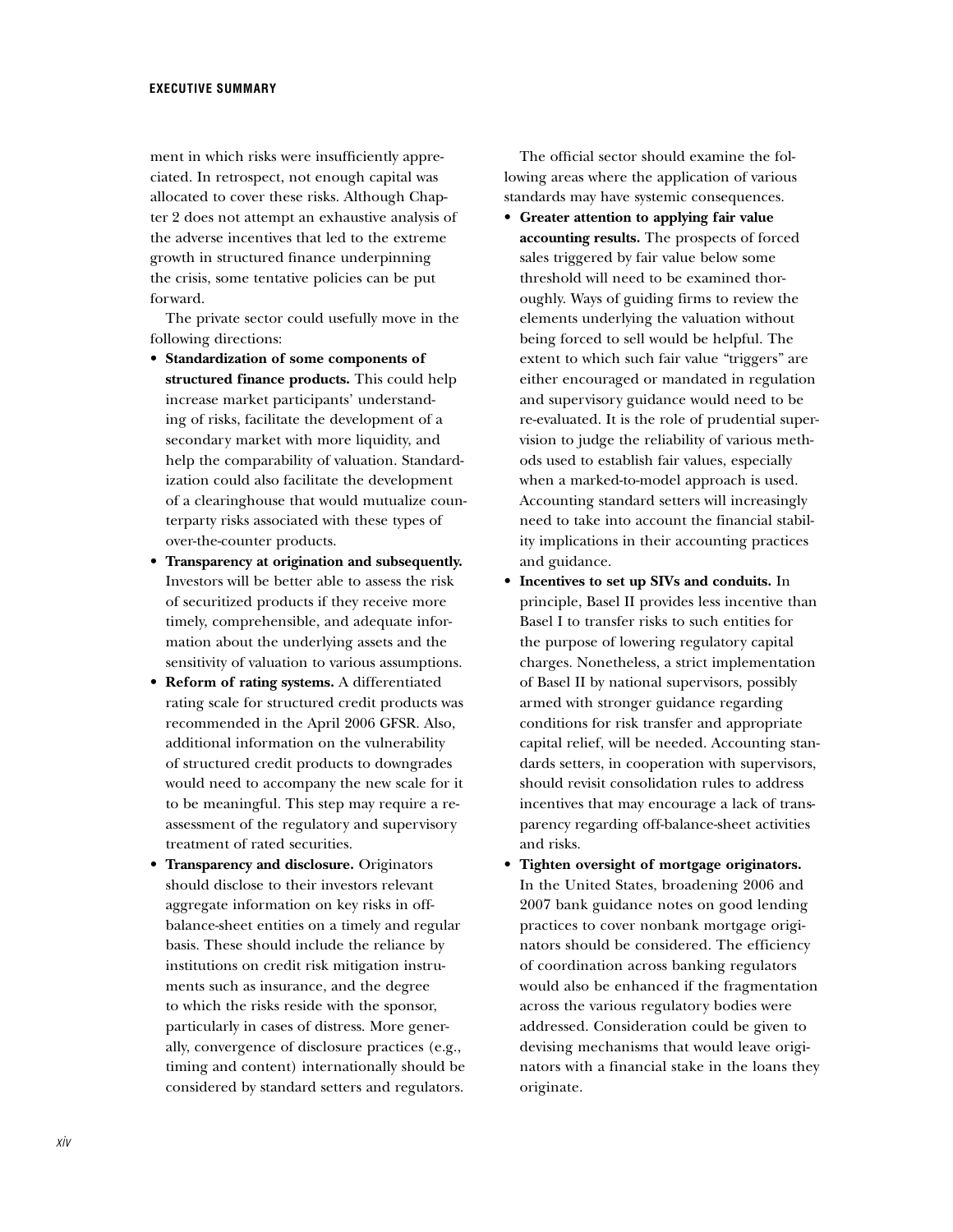ment in which risks were insufficiently appreciated. In retrospect, not enough capital was allocated to cover these risks. Although Chapter 2 does not attempt an exhaustive analysis of the adverse incentives that led to the extreme growth in structured finance underpinning the crisis, some tentative policies can be put forward.

The private sector could usefully move in the following directions:

- **Standardization of some components of structured finance products.** This could help increase market participants' understanding of risks, facilitate the development of a secondary market with more liquidity, and help the comparability of valuation. Standardization could also facilitate the development of a clearinghouse that would mutualize counterparty risks associated with these types of over-the-counter products.
- **Transparency at origination and subsequently.** Investors will be better able to assess the risk of securitized products if they receive more timely, comprehensible, and adequate information about the underlying assets and the sensitivity of valuation to various assumptions.
- **Reform of rating systems.** A differentiated rating scale for structured credit products was recommended in the April 2006 GFSR. Also, additional information on the vulnerability of structured credit products to downgrades would need to accompany the new scale for it to be meaningful. This step may require a reassessment of the regulatory and supervisory treatment of rated securities.
- **Transparency and disclosure.** Originators should disclose to their investors relevant aggregate information on key risks in off-balance-sheet entities on a timely and regular basis. These should include the reliance by institutions on credit risk mitigation instruments such as insurance, and the degree to which the risks reside with the sponsor, particularly in cases of distress. More generally, convergence of disclosure practices (e.g., timing and content) internationally should be considered by standard setters and regulators.

The official sector should examine the following areas where the application of various standards may have systemic consequences.

- **Greater attention to applying fair value accounting results.** The prospects of forced sales triggered by fair value below some threshold will need to be examined thoroughly. Ways of guiding firms to review the elements underlying the valuation without being forced to sell would be helpful. The extent to which such fair value "triggers" are either encouraged or mandated in regulation and supervisory guidance would need to be re-evaluated. It is the role of prudential supervision to judge the reliability of various methods used to establish fair values, especially when a marked-to-model approach is used. Accounting standard setters will increasingly need to take into account the financial stability implications in their accounting practices and guidance.
- **Incentives to set up SIVs and conduits.** In principle, Basel II provides less incentive than Basel I to transfer risks to such entities for the purpose of lowering regulatory capital charges. Nonetheless, a strict implementation of Basel II by national supervisors, possibly armed with stronger guidance regarding conditions for risk transfer and appropriate capital relief, will be needed. Accounting standards setters, in cooperation with supervisors, should revisit consolidation rules to address incentives that may encourage a lack of transparency regarding off-balance-sheet activities and risks.
- **Tighten oversight of mortgage originators.** In the United States, broadening 2006 and 2007 bank guidance notes on good lending practices to cover nonbank mortgage originators should be considered. The efficiency of coordination across banking regulators would also be enhanced if the fragmentation across the various regulatory bodies were addressed. Consideration could be given to devising mechanisms that would leave originators with a financial stake in the loans they originate.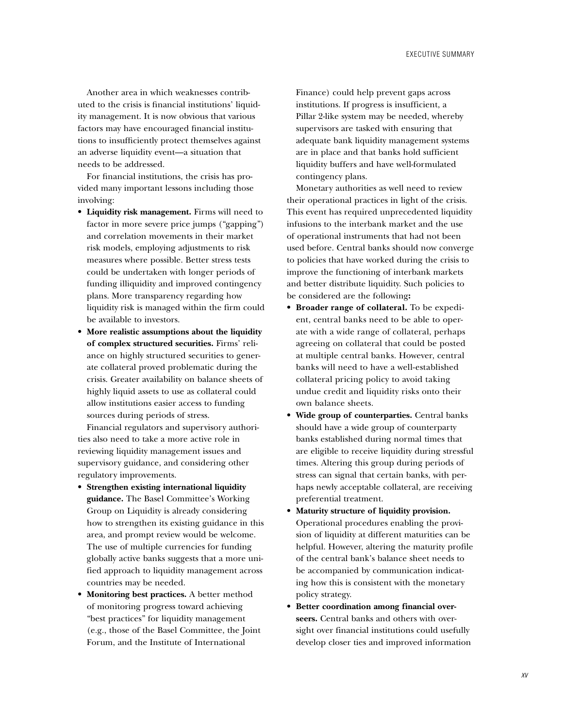Another area in which weaknesses contributed to the crisis is financial institutions' liquidity management. It is now obvious that various factors may have encouraged financial institutions to insufficiently protect themselves against an adverse liquidity event—a situation that needs to be addressed.

For financial institutions, the crisis has provided many important lessons including those involving:

- **Liquidity risk management.** Firms will need to factor in more severe price jumps ("gapping") and correlation movements in their market risk models, employing adjustments to risk measures where possible. Better stress tests could be undertaken with longer periods of funding illiquidity and improved contingency plans. More transparency regarding how liquidity risk is managed within the firm could be available to investors.
- **More realistic assumptions about the liquidity of complex structured securities.** Firms' reliance on highly structured securities to generate collateral proved problematic during the crisis. Greater availability on balance sheets of highly liquid assets to use as collateral could allow institutions easier access to funding sources during periods of stress.

Financial regulators and supervisory authorities also need to take a more active role in reviewing liquidity management issues and supervisory guidance, and considering other regulatory improvements.

- **Strengthen existing international liquidity guidance.** The Basel Committee's Working Group on Liquidity is already considering how to strengthen its existing guidance in this area, and prompt review would be welcome. The use of multiple currencies for funding globally active banks suggests that a more unified approach to liquidity management across countries may be needed.
- **Monitoring best practices.** A better method of monitoring progress toward achieving "best practices" for liquidity management (e.g., those of the Basel Committee, the Joint Forum, and the Institute of International Finance) could help prevent gaps across institutions. If progress is insufficient, a Pillar 2-like system may be needed, whereby supervisors are tasked with ensuring that adequate bank liquidity management systems are in place and that banks hold sufficient liquidity buffers and have well-formulated contingency plans.

Monetary authorities as well need to review their operational practices in light of the crisis. This event has required unprecedented liquidity infusions to the interbank market and the use of operational instruments that had not been used before. Central banks should now converge to policies that have worked during the crisis to improve the functioning of interbank markets and better distribute liquidity. Such policies to be considered are the following**:**

- **Broader range of collateral.** To be expedient, central banks need to be able to operate with a wide range of collateral, perhaps agreeing on collateral that could be posted at multiple central banks. However, central banks will need to have a well-established collateral pricing policy to avoid taking undue credit and liquidity risks onto their own balance sheets.
- **Wide group of counterparties.** Central banks should have a wide group of counterparty banks established during normal times that are eligible to receive liquidity during stressful times. Altering this group during periods of stress can signal that certain banks, with perhaps newly acceptable collateral, are receiving preferential treatment.
- **Maturity structure of liquidity provision.** Operational procedures enabling the provision of liquidity at different maturities can be helpful. However, altering the maturity profile of the central bank's balance sheet needs to be accompanied by communication indicating how this is consistent with the monetary policy strategy.
- **Better coordination among financial overseers.** Central banks and others with oversight over financial institutions could usefully develop closer ties and improved information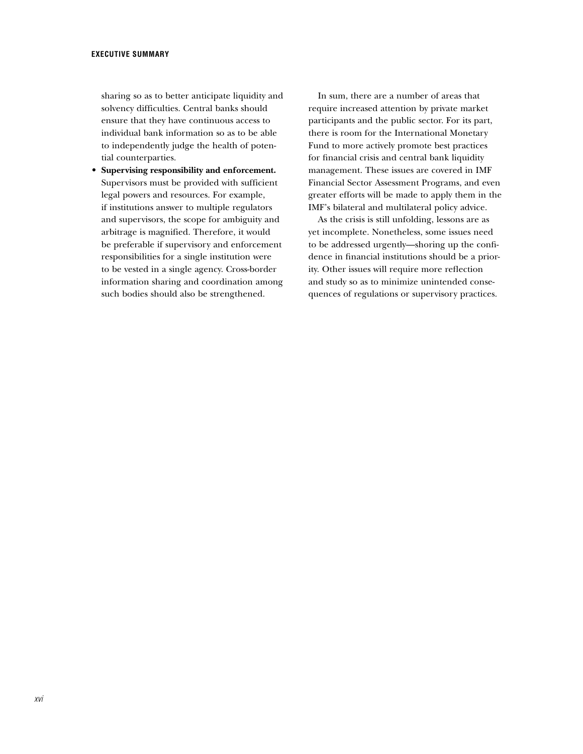sharing so as to better anticipate liquidity and solvency difficulties. Central banks should ensure that they have continuous access to individual bank information so as to be able to independently judge the health of potential counterparties.

- **Supervising responsibility and enforcement.** Supervisors must be provided with sufficient legal powers and resources. For example, if institutions answer to multiple regulators and supervisors, the scope for ambiguity and arbitrage is magnified. Therefore, it would be preferable if supervisory and enforcement responsibilities for a single institution were to be vested in a single agency. Cross-border information sharing and coordination among such bodies should also be strengthened.

In sum, there are a number of areas that require increased attention by private market participants and the public sector. For its part, there is room for the International Monetary Fund to more actively promote best practices for financial crisis and central bank liquidity management. These issues are covered in IMF Financial Sector Assessment Programs, and even greater efforts will be made to apply them in the IMF's bilateral and multilateral policy advice.

As the crisis is still unfolding, lessons are as yet incomplete. Nonetheless, some issues need to be addressed urgently—shoring up the confidence in financial institutions should be a priority. Other issues will require more reflection and study so as to minimize unintended consequences of regulations or supervisory practices.